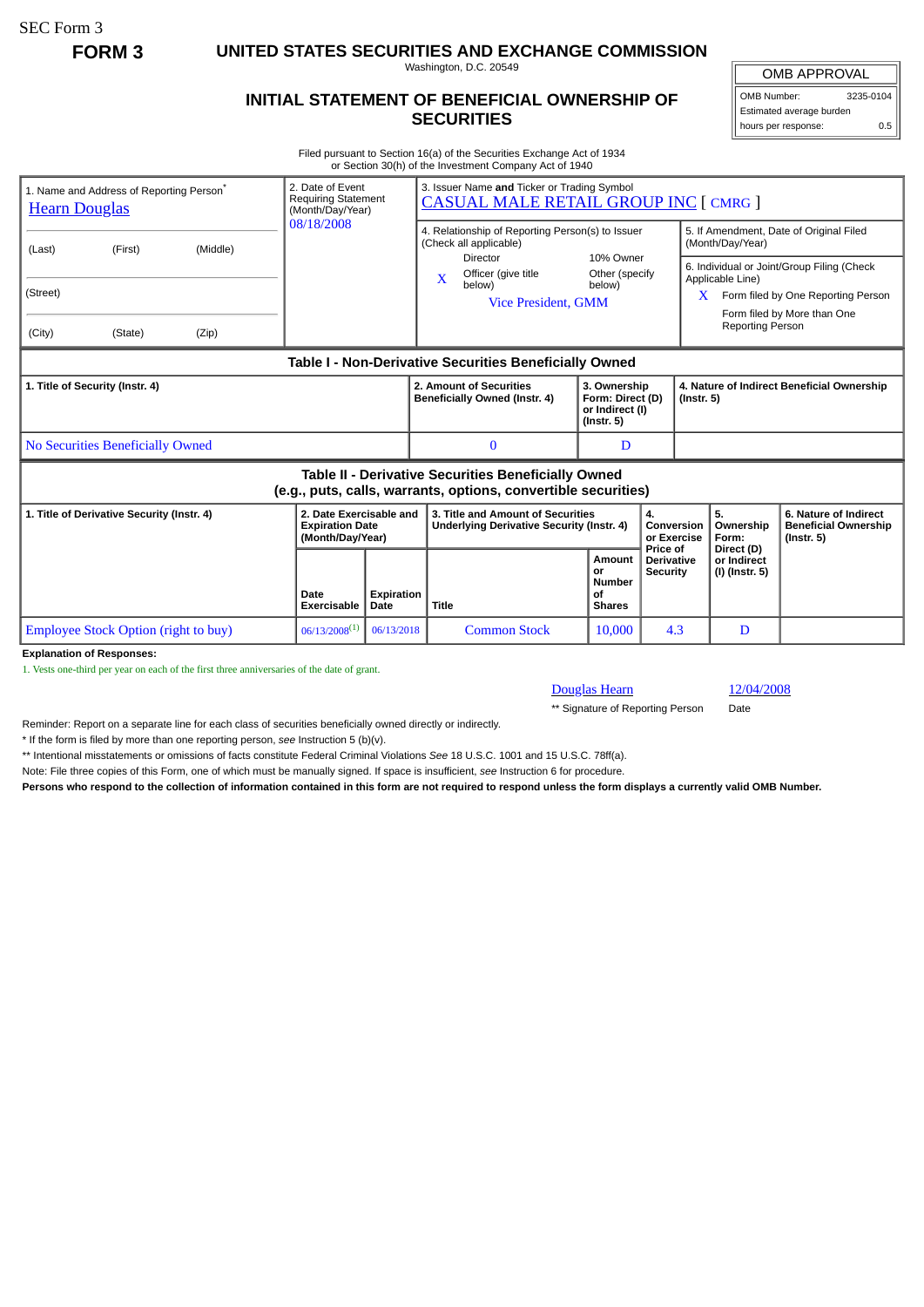SEC Form 3

**FORM 3**

# UNITED STATES SECURITIES AND EXCHANGE COMMISSION

Washington, D.C. 20549

## INITIAL STATEMENT OF BENEFICIAL OWNERSHIP OF SECURITIES

| OMB APPROVAL | |
|---|---|
| OMB Number: | 3235-0104 |
| Estimated average burden hours per response: | 0.5 |

Filed pursuant to Section 16(a) of the Securities Exchange Act of 1934 or Section 30(h) of the Investment Company Act of 1940

| 1. Name and Address of Reporting Person* | 2. Date of Event Requiring Statement (Month/Day/Year) | 3. Issuer Name and Ticker or Trading Symbol |
|---|---|---|
| Hearn Douglas | 08/18/2008 | CASUAL MALE RETAIL GROUP INC [ CMRG ] |
| (Last) (First) (Middle) | | 4. Relationship of Reporting Person(s) to Issuer (Check all applicable): Director; 10% Owner; X Officer (give title below); Other (specify below) — Vice President, GMM |
| (Street) | | 5. If Amendment, Date of Original Filed (Month/Day/Year) |
| (City) (State) (Zip) | | 6. Individual or Joint/Group Filing (Check Applicable Line): X Form filed by One Reporting Person; Form filed by More than One Reporting Person |

**Table I - Non-Derivative Securities Beneficially Owned**

| 1. Title of Security (Instr. 4) | 2. Amount of Securities Beneficially Owned (Instr. 4) | 3. Ownership Form: Direct (D) or Indirect (I) (Instr. 5) | 4. Nature of Indirect Beneficial Ownership (Instr. 5) |
|---|---|---|---|
| No Securities Beneficially Owned | 0 | D | |

**Table II - Derivative Securities Beneficially Owned (e.g., puts, calls, warrants, options, convertible securities)**

| 1. Title of Derivative Security (Instr. 4) | 2. Date Exercisable and Expiration Date (Month/Day/Year) | | 3. Title and Amount of Securities Underlying Derivative Security (Instr. 4) | | 4. Conversion or Exercise Price of Derivative Security | 5. Ownership Form: Direct (D) or Indirect (I) (Instr. 5) | 6. Nature of Indirect Beneficial Ownership (Instr. 5) |
|---|---|---|---|---|---|---|---|
| | Date Exercisable | Expiration Date | Title | Amount or Number of Shares | | | |
| Employee Stock Option (right to buy) | 06/13/2008[(1)] | 06/13/2018 | Common Stock | 10,000 | 4.3 | D | |

**Explanation of Responses:**

1. Vests one-third per year on each of the first three anniversaries of the date of grant.

| Douglas Hearn | 12/04/2008 |
|---|---|
| ** Signature of Reporting Person | Date |

Reminder: Report on a separate line for each class of securities beneficially owned directly or indirectly.

* If the form is filed by more than one reporting person, *see* Instruction 5 (b)(v).

** Intentional misstatements or omissions of facts constitute Federal Criminal Violations *See* 18 U.S.C. 1001 and 15 U.S.C. 78ff(a).

Note: File three copies of this Form, one of which must be manually signed. If space is insufficient, *see* Instruction 6 for procedure.

**Persons who respond to the collection of information contained in this form are not required to respond unless the form displays a currently valid OMB Number.**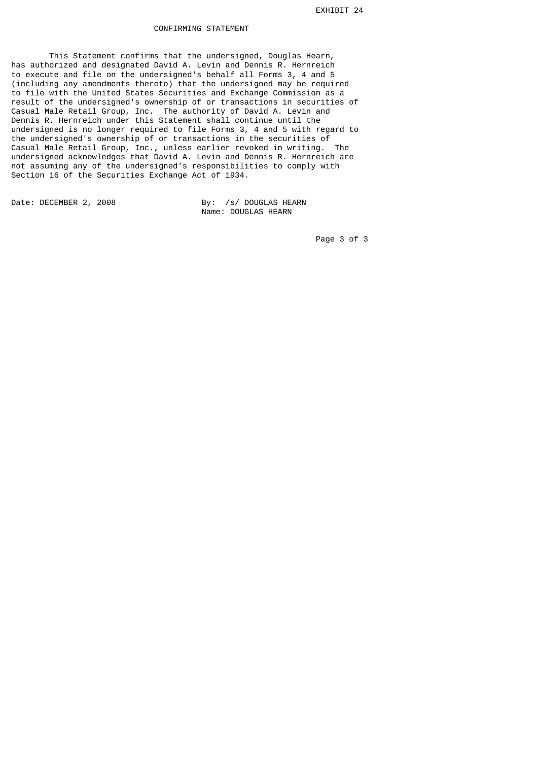EXHIBIT 24

# CONFIRMING STATEMENT

This Statement confirms that the undersigned, Douglas Hearn, has authorized and designated David A. Levin and Dennis R. Hernreich to execute and file on the undersigned's behalf all Forms 3, 4 and 5 (including any amendments thereto) that the undersigned may be required to file with the United States Securities and Exchange Commission as a result of the undersigned's ownership of or transactions in securities of Casual Male Retail Group, Inc. The authority of David A. Levin and Dennis R. Hernreich under this Statement shall continue until the undersigned is no longer required to file Forms 3, 4 and 5 with regard to the undersigned's ownership of or transactions in the securities of Casual Male Retail Group, Inc., unless earlier revoked in writing. The undersigned acknowledges that David A. Levin and Dennis R. Hernreich are not assuming any of the undersigned's responsibilities to comply with Section 16 of the Securities Exchange Act of 1934.

Date: DECEMBER 2, 2008

By: /s/ DOUGLAS HEARN
Name: DOUGLAS HEARN